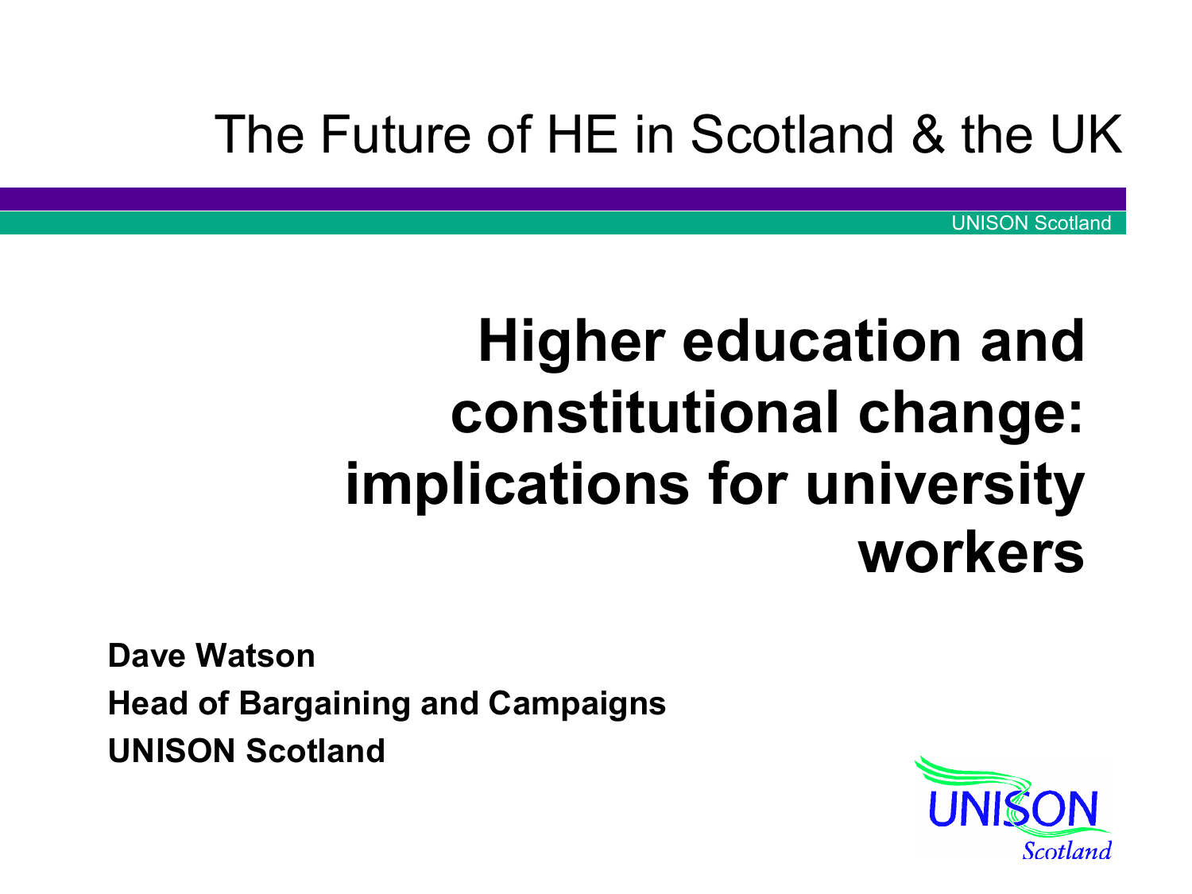The Future of HE in Scotland & the UK

UNISON Scotland

# Higher education and constitutional change: implications for university workers

**Dave Watson**
**Head of Bargaining and Campaigns**
**UNISON Scotland**

UNISON Scotland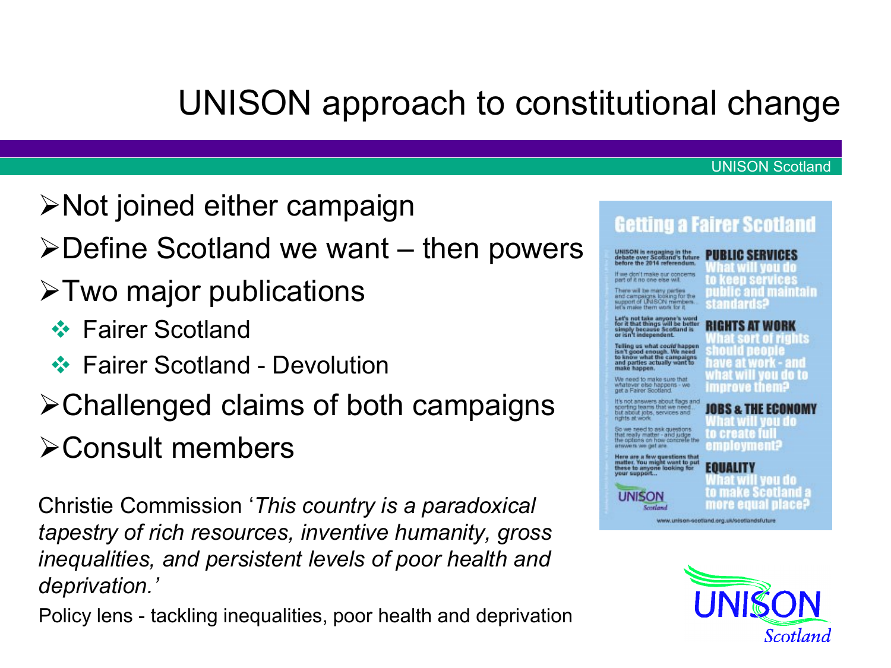# UNISON approach to constitutional change

- Not joined either campaign
- Define Scotland we want – then powers
- Two major publications
  - Fairer Scotland
  - Fairer Scotland - Devolution
- Challenged claims of both campaigns
- Consult members

Christie Commission '*This country is a paradoxical tapestry of rich resources, inventive humanity, gross inequalities, and persistent levels of poor health and deprivation.*'

Policy lens - tackling inequalities, poor health and deprivation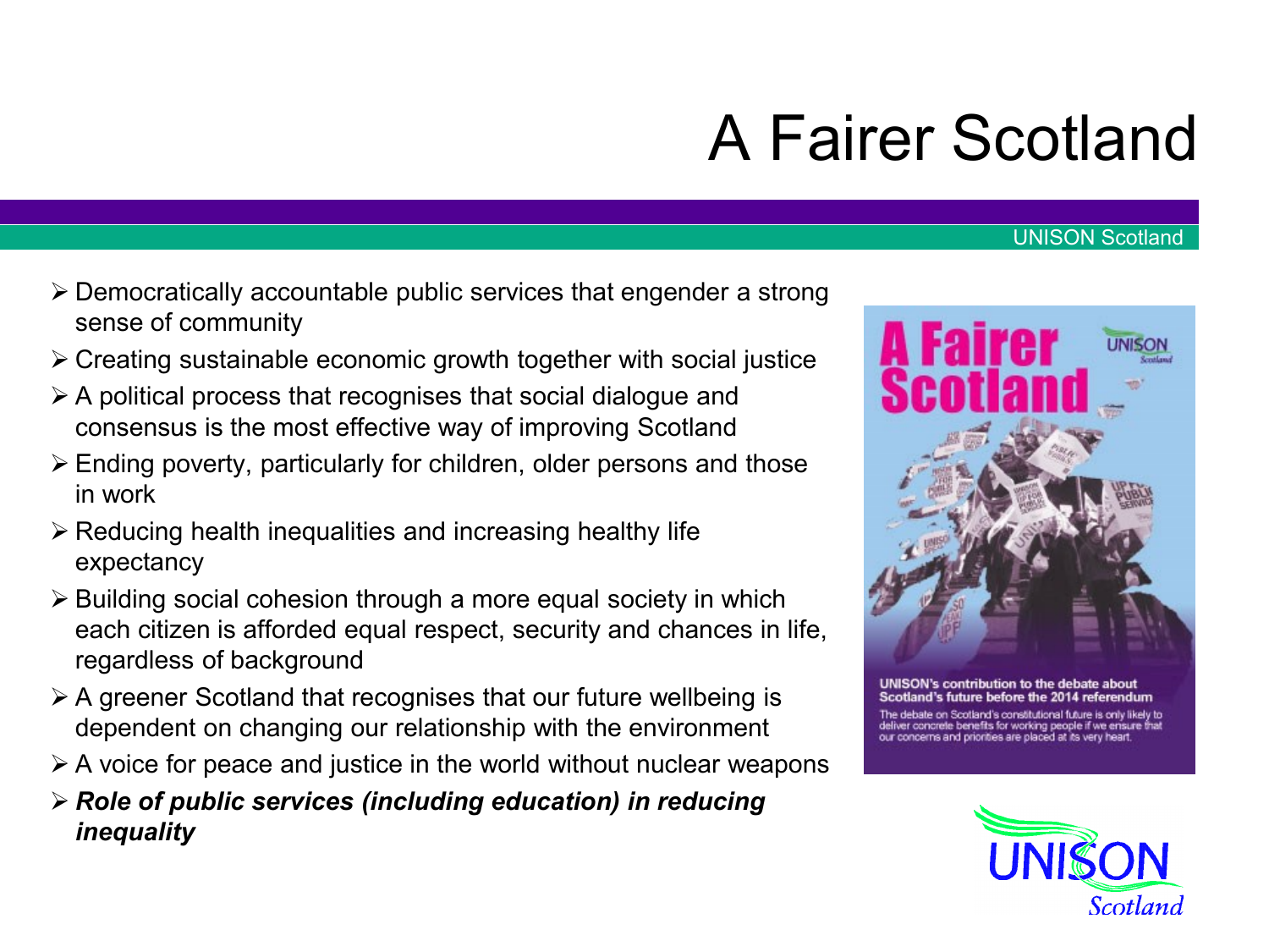# A Fairer Scotland

UNISON Scotland

- Democratically accountable public services that engender a strong sense of community
- Creating sustainable economic growth together with social justice
- A political process that recognises that social dialogue and consensus is the most effective way of improving Scotland
- Ending poverty, particularly for children, older persons and those in work
- Reducing health inequalities and increasing healthy life expectancy
- Building social cohesion through a more equal society in which each citizen is afforded equal respect, security and chances in life, regardless of background
- A greener Scotland that recognises that our future wellbeing is dependent on changing our relationship with the environment
- A voice for peace and justice in the world without nuclear weapons
- ***Role of public services (including education) in reducing inequality***

**A Fairer Scotland**

**UNISON's contribution to the debate about Scotland's future before the 2014 referendum**

The debate on Scotland's constitutional future is only likely to deliver concrete benefits for working people if we ensure that our concerns and priorities are placed at its very heart.

UNISON Scotland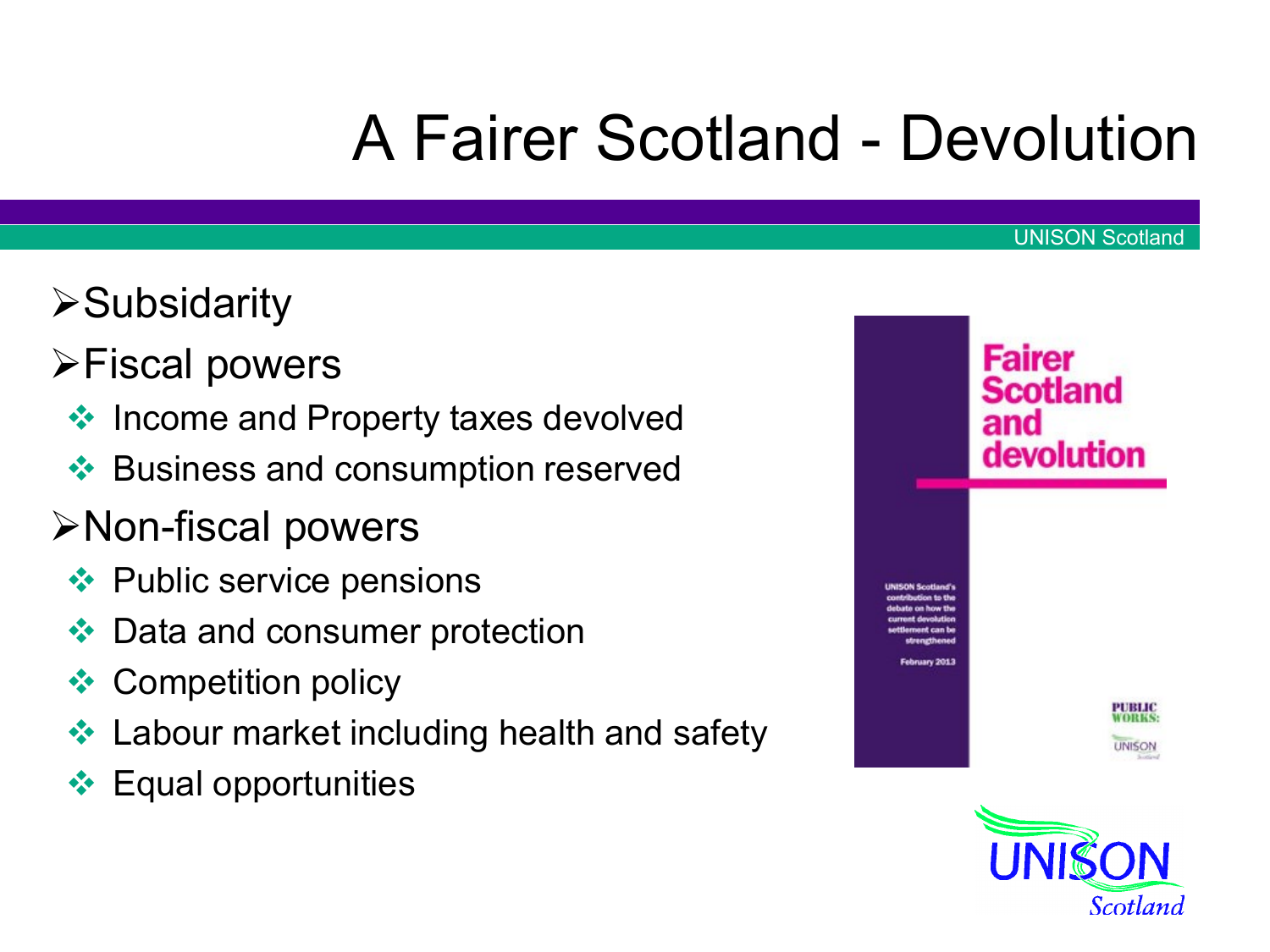# A Fairer Scotland - Devolution

- Subsidarity
- Fiscal powers
  - Income and Property taxes devolved
  - Business and consumption reserved
- Non-fiscal powers
  - Public service pensions
  - Data and consumer protection
  - Competition policy
  - Labour market including health and safety
  - Equal opportunities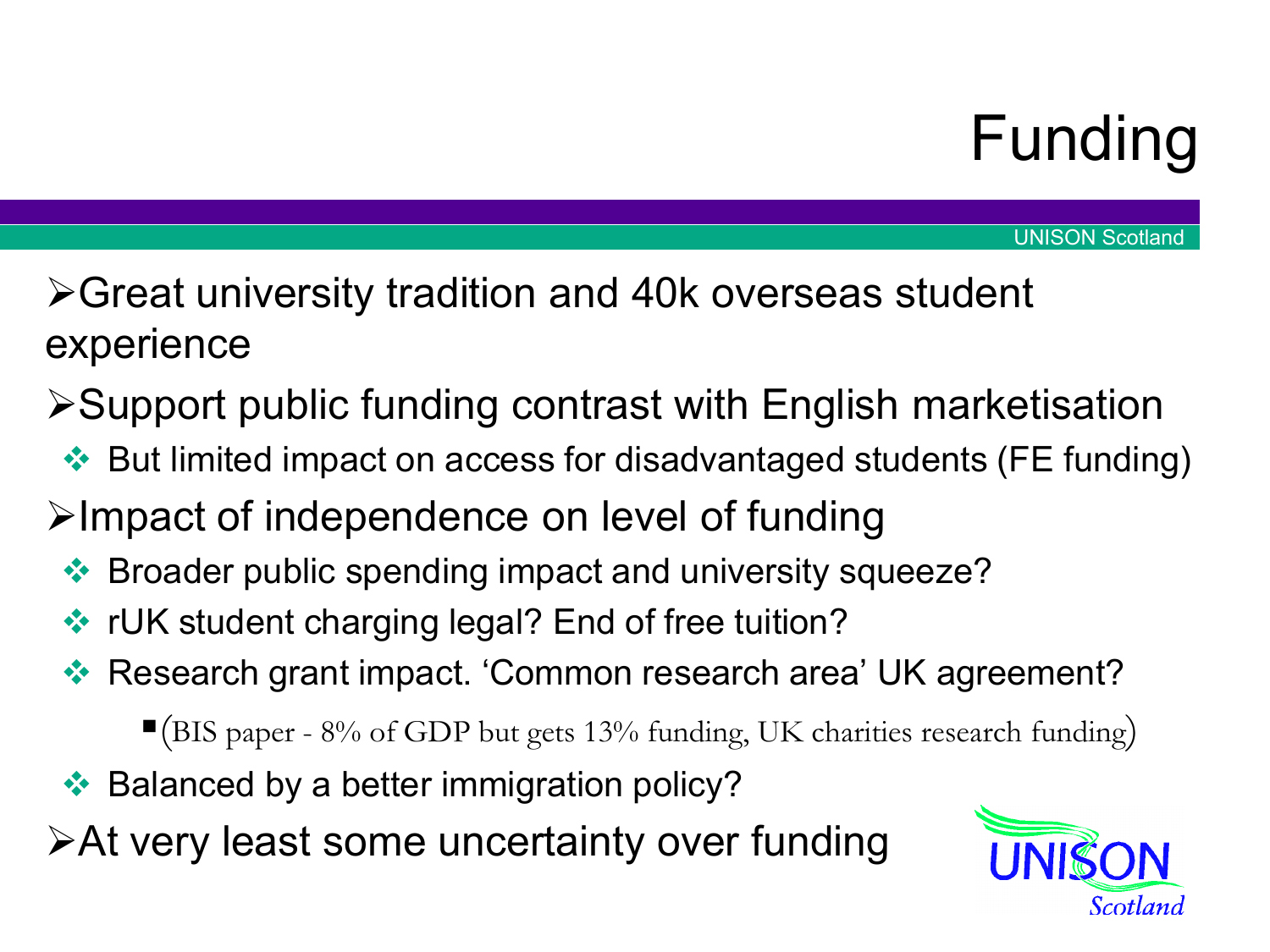# Funding

- Great university tradition and 40k overseas student experience
- Support public funding contrast with English marketisation
  - But limited impact on access for disadvantaged students (FE funding)
- Impact of independence on level of funding
  - Broader public spending impact and university squeeze?
  - rUK student charging legal? End of free tuition?
  - Research grant impact. 'Common research area' UK agreement?
    - (BIS paper - 8% of GDP but gets 13% funding, UK charities research funding)
  - Balanced by a better immigration policy?
- At very least some uncertainty over funding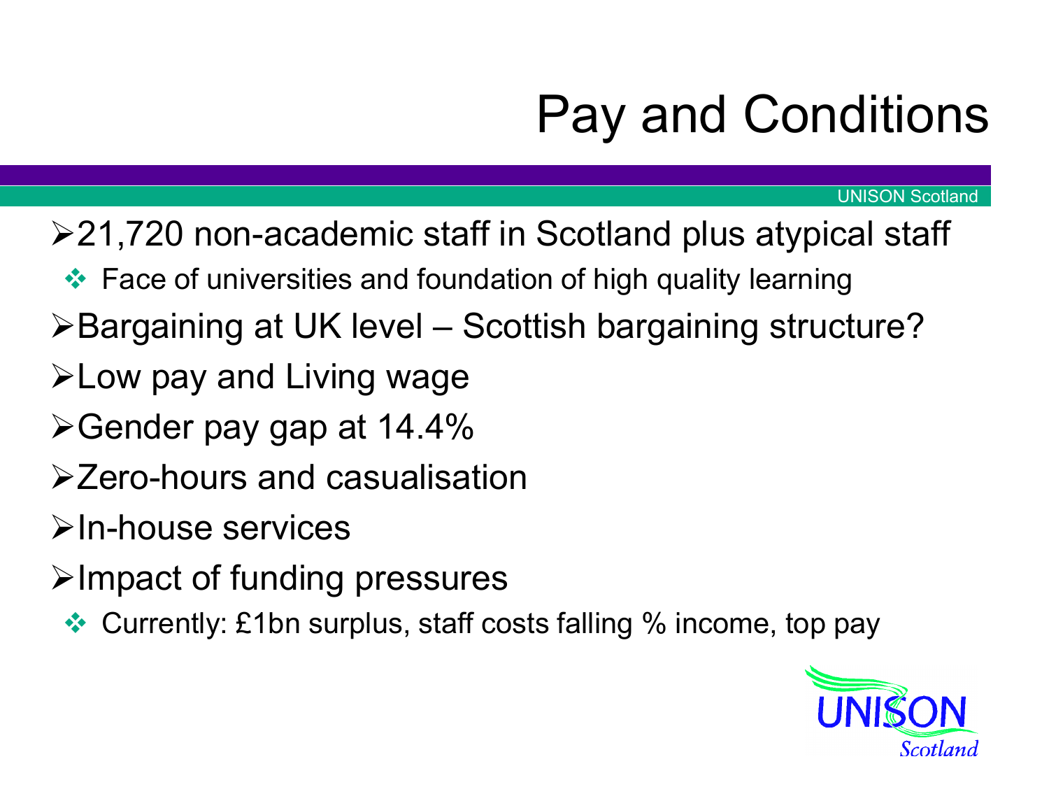# Pay and Conditions

- 21,720 non-academic staff in Scotland plus atypical staff
  - Face of universities and foundation of high quality learning
- Bargaining at UK level – Scottish bargaining structure?
- Low pay and Living wage
- Gender pay gap at 14.4%
- Zero-hours and casualisation
- In-house services
- Impact of funding pressures
  - Currently: £1bn surplus, staff costs falling % income, top pay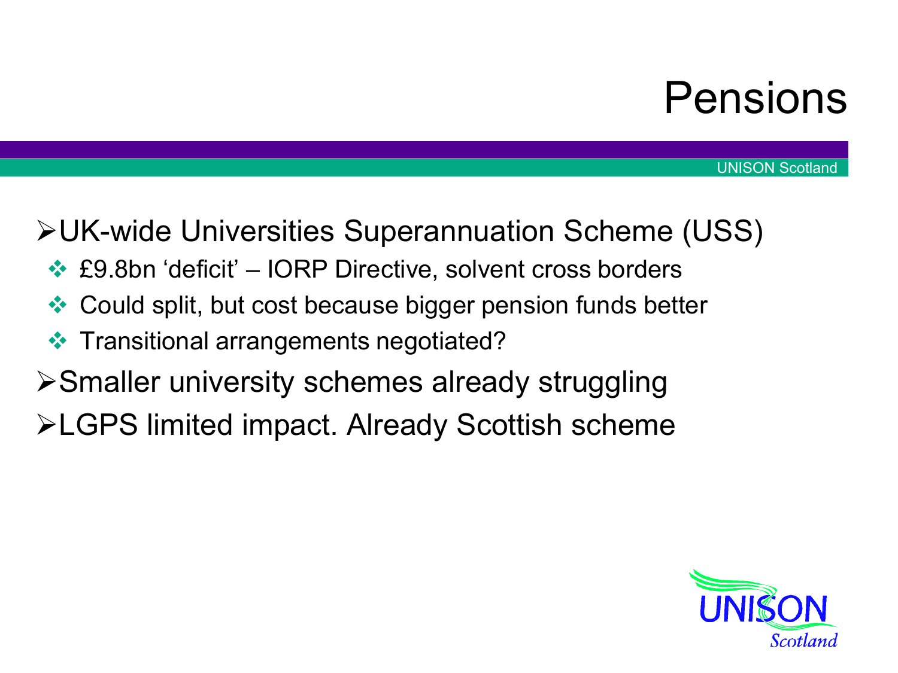# Pensions

- UK-wide Universities Superannuation Scheme (USS)
  - £9.8bn ‘deficit’ – IORP Directive, solvent cross borders
  - Could split, but cost because bigger pension funds better
  - Transitional arrangements negotiated?
- Smaller university schemes already struggling
- LGPS limited impact. Already Scottish scheme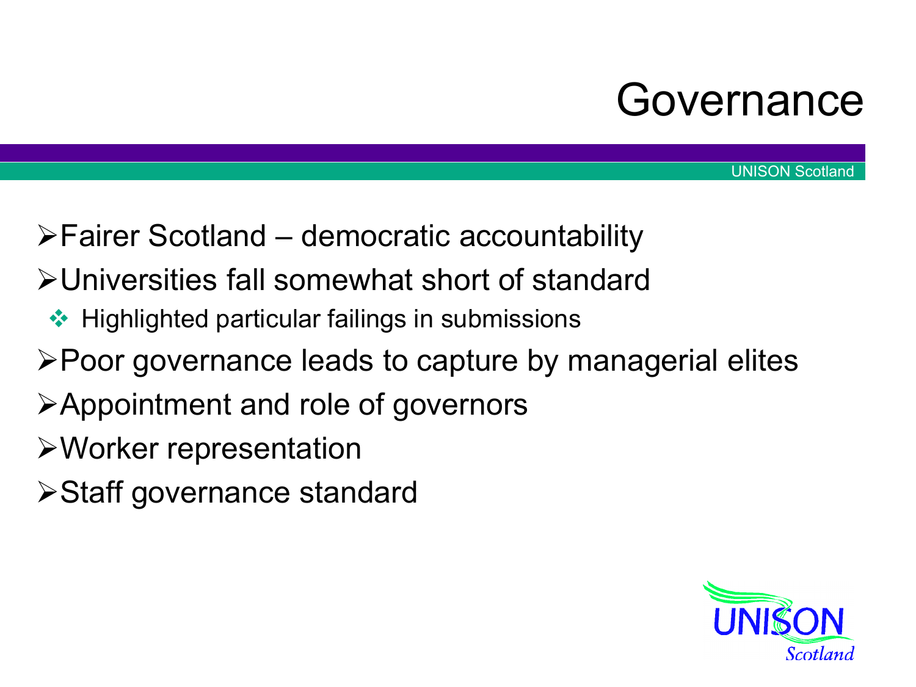# Governance

- Fairer Scotland – democratic accountability
- Universities fall somewhat short of standard
  - Highlighted particular failings in submissions
- Poor governance leads to capture by managerial elites
- Appointment and role of governors
- Worker representation
- Staff governance standard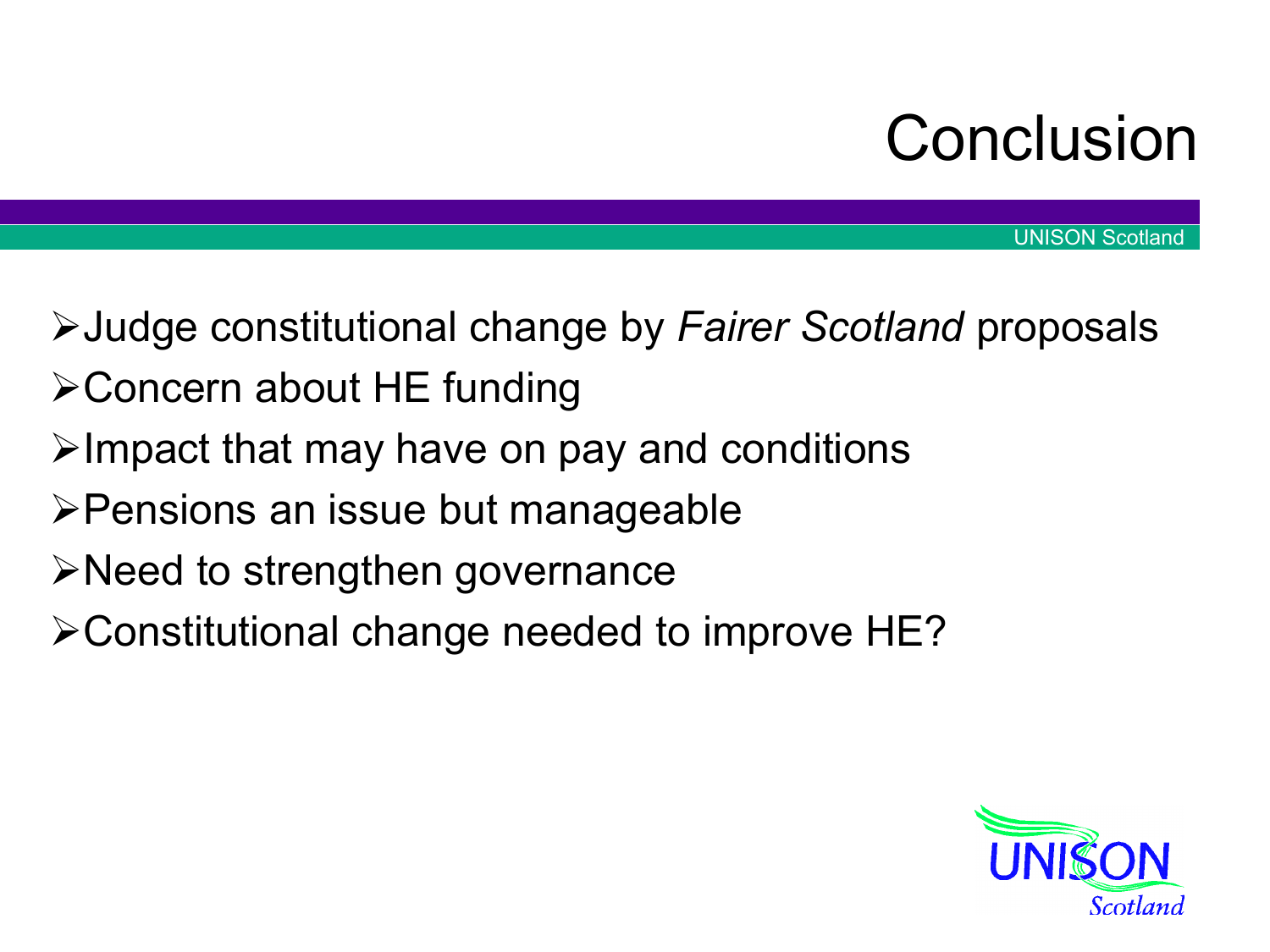# Conclusion

- Judge constitutional change by *Fairer Scotland* proposals
- Concern about HE funding
- Impact that may have on pay and conditions
- Pensions an issue but manageable
- Need to strengthen governance
- Constitutional change needed to improve HE?